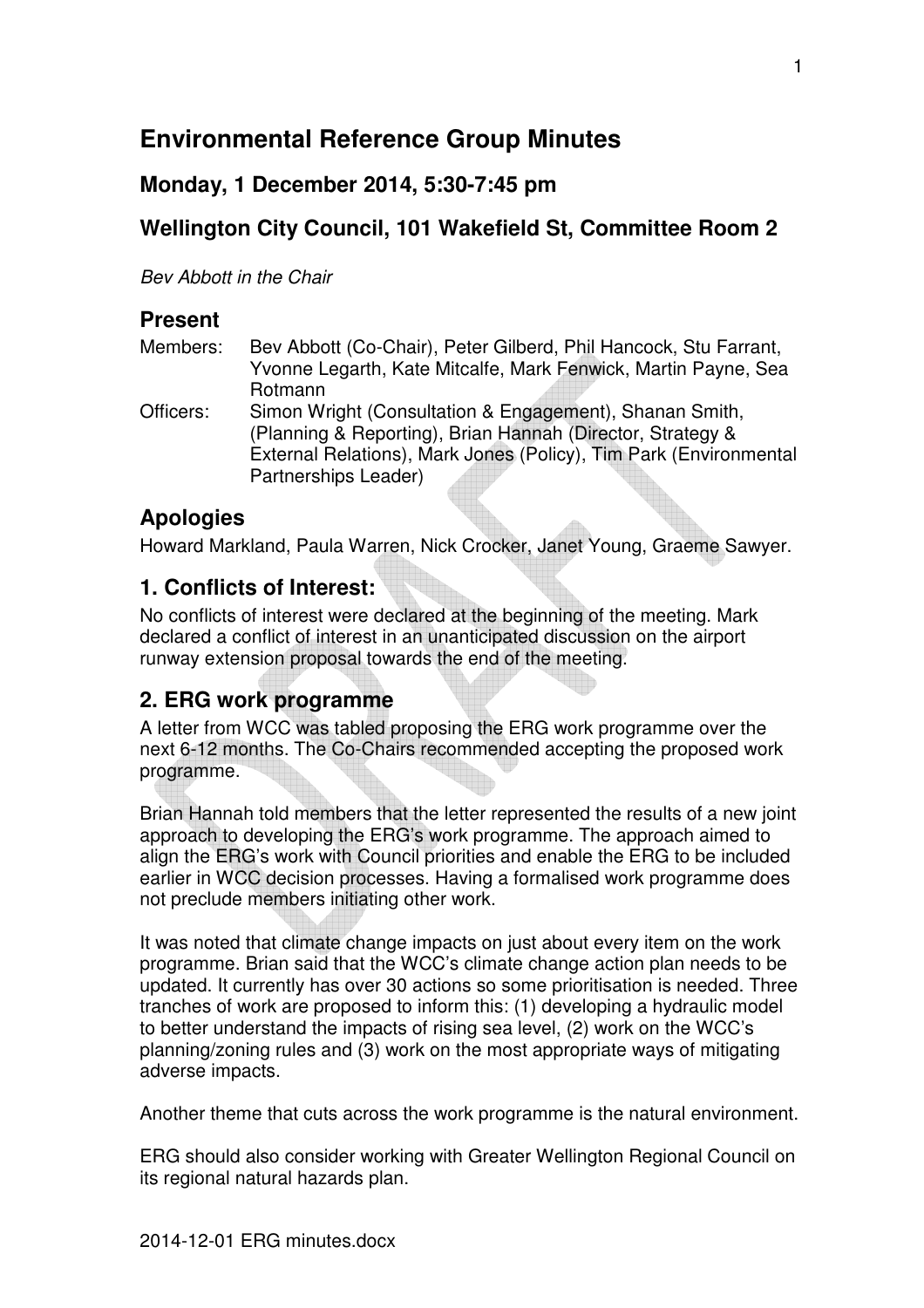# Environmental Reference Group Minutes

## Monday, 1 December 2014, 5:30-7:45 pm

## Wellington City Council, 101 Wakefield St, Committee Room 2

*Bev Abbott in the Chair*

## Present

Members: Bev Abbott (Co-Chair), Peter Gilberd, Phil Hancock, Stu Farrant, Yvonne Legarth, Kate Mitcalfe, Mark Fenwick, Martin Payne, Sea Rotmann

Officers: Simon Wright (Consultation & Engagement), Shanan Smith, (Planning & Reporting), Brian Hannah (Director, Strategy & External Relations), Mark Jones (Policy), Tim Park (Environmental Partnerships Leader)

## Apologies

Howard Markland, Paula Warren, Nick Crocker, Janet Young, Graeme Sawyer.

## 1. Conflicts of Interest:

No conflicts of interest were declared at the beginning of the meeting. Mark declared a conflict of interest in an unanticipated discussion on the airport runway extension proposal towards the end of the meeting.

## 2. ERG work programme

A letter from WCC was tabled proposing the ERG work programme over the next 6-12 months. The Co-Chairs recommended accepting the proposed work programme.

Brian Hannah told members that the letter represented the results of a new joint approach to developing the ERG's work programme. The approach aimed to align the ERG's work with Council priorities and enable the ERG to be included earlier in WCC decision processes. Having a formalised work programme does not preclude members initiating other work.

It was noted that climate change impacts on just about every item on the work programme. Brian said that the WCC's climate change action plan needs to be updated. It currently has over 30 actions so some prioritisation is needed. Three tranches of work are proposed to inform this: (1) developing a hydraulic model to better understand the impacts of rising sea level, (2) work on the WCC's planning/zoning rules and (3) work on the most appropriate ways of mitigating adverse impacts.

Another theme that cuts across the work programme is the natural environment.

ERG should also consider working with Greater Wellington Regional Council on its regional natural hazards plan.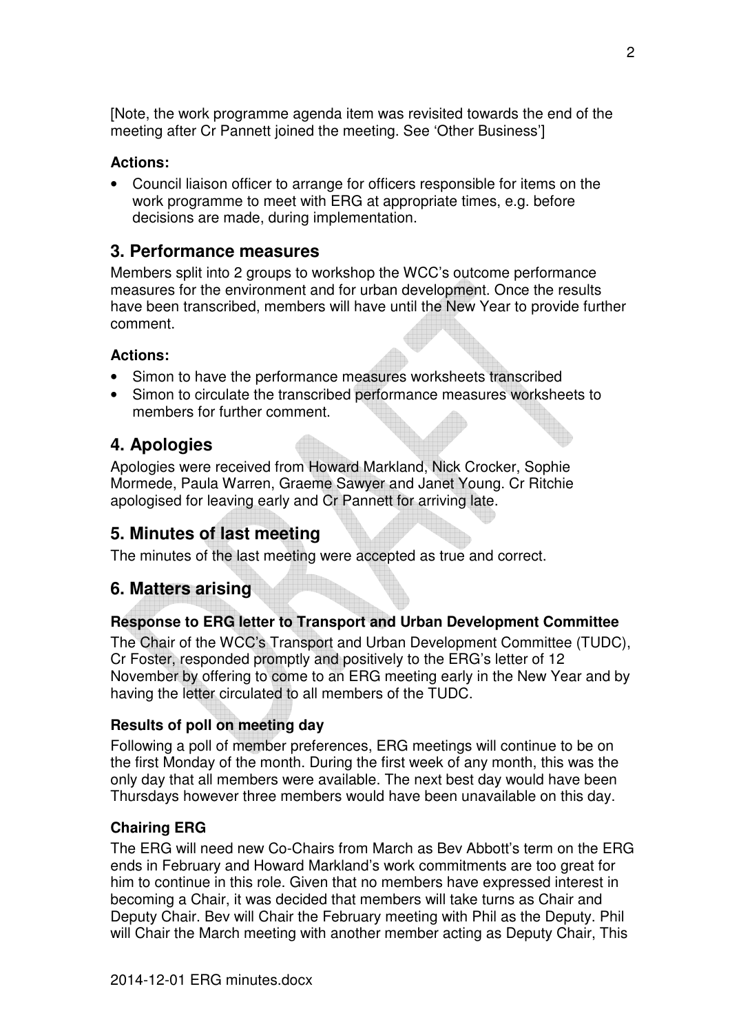[Note, the work programme agenda item was revisited towards the end of the meeting after Cr Pannett joined the meeting. See 'Other Business']

**Actions:**

- Council liaison officer to arrange for officers responsible for items on the work programme to meet with ERG at appropriate times, e.g. before decisions are made, during implementation.

## 3. Performance measures

Members split into 2 groups to workshop the WCC's outcome performance measures for the environment and for urban development. Once the results have been transcribed, members will have until the New Year to provide further comment.

**Actions:**

- Simon to have the performance measures worksheets transcribed
- Simon to circulate the transcribed performance measures worksheets to members for further comment.

## 4. Apologies

Apologies were received from Howard Markland, Nick Crocker, Sophie Mormede, Paula Warren, Graeme Sawyer and Janet Young. Cr Ritchie apologised for leaving early and Cr Pannett for arriving late.

## 5. Minutes of last meeting

The minutes of the last meeting were accepted as true and correct.

## 6. Matters arising

**Response to ERG letter to Transport and Urban Development Committee**

The Chair of the WCC's Transport and Urban Development Committee (TUDC), Cr Foster, responded promptly and positively to the ERG's letter of 12 November by offering to come to an ERG meeting early in the New Year and by having the letter circulated to all members of the TUDC.

**Results of poll on meeting day**

Following a poll of member preferences, ERG meetings will continue to be on the first Monday of the month. During the first week of any month, this was the only day that all members were available. The next best day would have been Thursdays however three members would have been unavailable on this day.

**Chairing ERG**

The ERG will need new Co-Chairs from March as Bev Abbott's term on the ERG ends in February and Howard Markland's work commitments are too great for him to continue in this role. Given that no members have expressed interest in becoming a Chair, it was decided that members will take turns as Chair and Deputy Chair. Bev will Chair the February meeting with Phil as the Deputy. Phil will Chair the March meeting with another member acting as Deputy Chair, This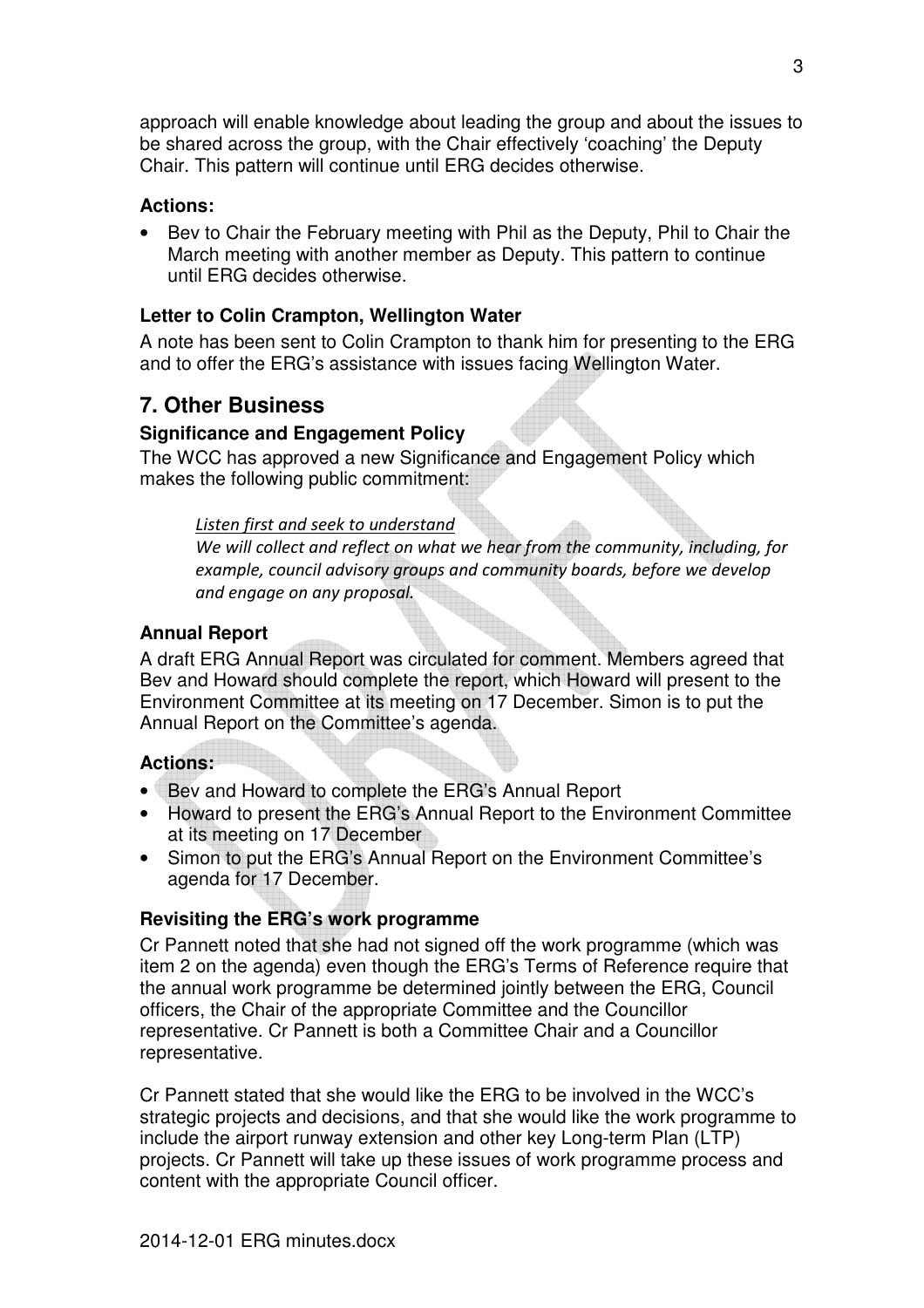approach will enable knowledge about leading the group and about the issues to be shared across the group, with the Chair effectively 'coaching' the Deputy Chair. This pattern will continue until ERG decides otherwise.

### Actions:

- Bev to Chair the February meeting with Phil as the Deputy, Phil to Chair the March meeting with another member as Deputy. This pattern to continue until ERG decides otherwise.

### Letter to Colin Crampton, Wellington Water

A note has been sent to Colin Crampton to thank him for presenting to the ERG and to offer the ERG's assistance with issues facing Wellington Water.

## 7. Other Business

### Significance and Engagement Policy

The WCC has approved a new Significance and Engagement Policy which makes the following public commitment:

> *Listen first and seek to understand*
> *We will collect and reflect on what we hear from the community, including, for example, council advisory groups and community boards, before we develop and engage on any proposal.*

### Annual Report

A draft ERG Annual Report was circulated for comment. Members agreed that Bev and Howard should complete the report, which Howard will present to the Environment Committee at its meeting on 17 December. Simon is to put the Annual Report on the Committee's agenda.

### Actions:

- Bev and Howard to complete the ERG's Annual Report
- Howard to present the ERG's Annual Report to the Environment Committee at its meeting on 17 December
- Simon to put the ERG's Annual Report on the Environment Committee's agenda for 17 December.

### Revisiting the ERG's work programme

Cr Pannett noted that she had not signed off the work programme (which was item 2 on the agenda) even though the ERG's Terms of Reference require that the annual work programme be determined jointly between the ERG, Council officers, the Chair of the appropriate Committee and the Councillor representative. Cr Pannett is both a Committee Chair and a Councillor representative.

Cr Pannett stated that she would like the ERG to be involved in the WCC's strategic projects and decisions, and that she would like the work programme to include the airport runway extension and other key Long-term Plan (LTP) projects. Cr Pannett will take up these issues of work programme process and content with the appropriate Council officer.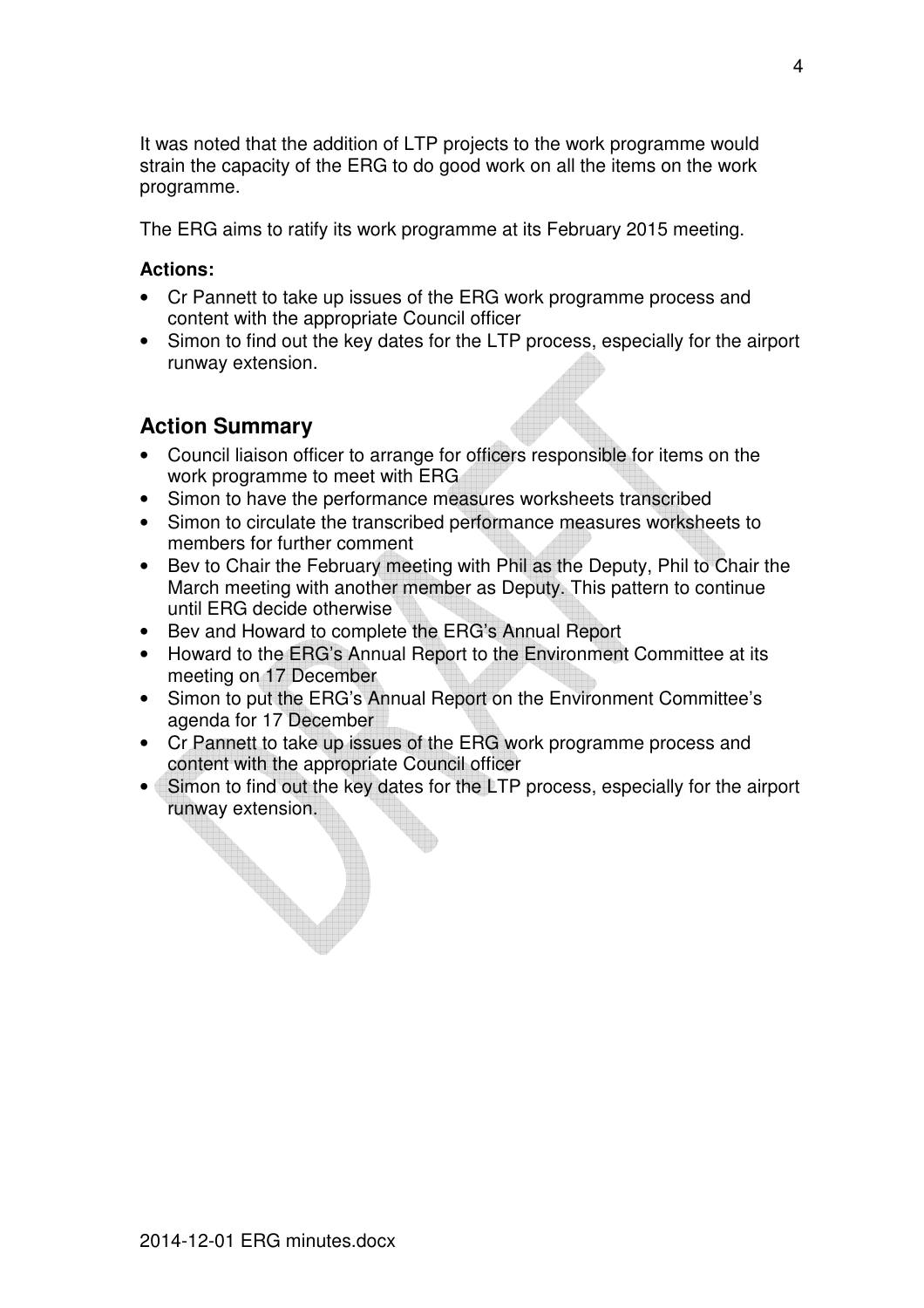It was noted that the addition of LTP projects to the work programme would strain the capacity of the ERG to do good work on all the items on the work programme.

The ERG aims to ratify its work programme at its February 2015 meeting.

**Actions:**

- Cr Pannett to take up issues of the ERG work programme process and content with the appropriate Council officer
- Simon to find out the key dates for the LTP process, especially for the airport runway extension.

## Action Summary

- Council liaison officer to arrange for officers responsible for items on the work programme to meet with ERG
- Simon to have the performance measures worksheets transcribed
- Simon to circulate the transcribed performance measures worksheets to members for further comment
- Bev to Chair the February meeting with Phil as the Deputy, Phil to Chair the March meeting with another member as Deputy. This pattern to continue until ERG decide otherwise
- Bev and Howard to complete the ERG's Annual Report
- Howard to the ERG's Annual Report to the Environment Committee at its meeting on 17 December
- Simon to put the ERG's Annual Report on the Environment Committee's agenda for 17 December
- Cr Pannett to take up issues of the ERG work programme process and content with the appropriate Council officer
- Simon to find out the key dates for the LTP process, especially for the airport runway extension.

2014-12-01 ERG minutes.docx